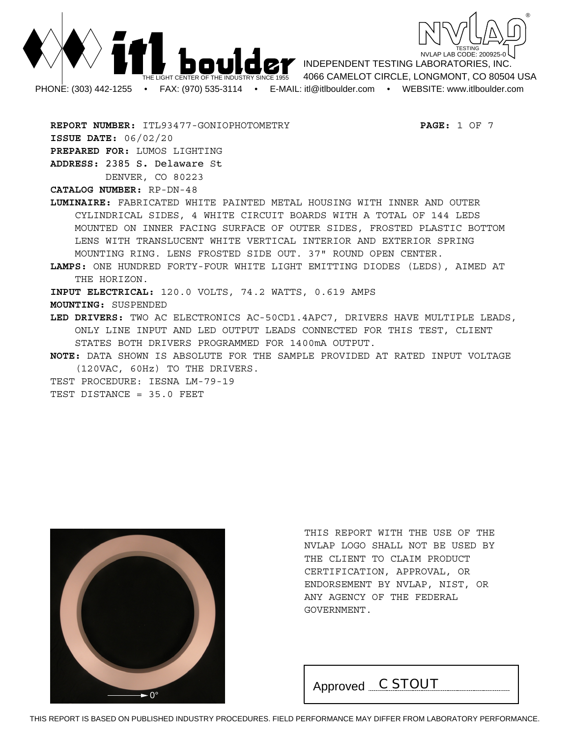**itl boulder** — THE LIGHT CENTER OF THE INDUSTRY SINCE 1955

NVLAP® TESTING — NVLAP LAB CODE: 200925-0

INDEPENDENT TESTING LABORATORIES, INC.
4066 CAMELOT CIRCLE, LONGMONT, CO 80504 USA

PHONE: (303) 442-1255 • FAX: (970) 535-3114 • E-MAIL: itl@itlboulder.com • WEBSITE: www.itlboulder.com

**REPORT NUMBER:** ITL93477-GONIOPHOTOMETRY **PAGE:** 1 OF 7

**ISSUE DATE:** 06/02/20

**PREPARED FOR:** LUMOS LIGHTING

**ADDRESS:** 2385 S. Delaware St
DENVER, CO 80223

**CATALOG NUMBER:** RP-DN-48

**LUMINAIRE:** FABRICATED WHITE PAINTED METAL HOUSING WITH INNER AND OUTER CYLINDRICAL SIDES, 4 WHITE CIRCUIT BOARDS WITH A TOTAL OF 144 LEDS MOUNTED ON INNER FACING SURFACE OF OUTER SIDES, FROSTED PLASTIC BOTTOM LENS WITH TRANSLUCENT WHITE VERTICAL INTERIOR AND EXTERIOR SPRING MOUNTING RING. LENS FROSTED SIDE OUT. 37" ROUND OPEN CENTER.

**LAMPS:** ONE HUNDRED FORTY-FOUR WHITE LIGHT EMITTING DIODES (LEDS), AIMED AT THE HORIZON.

**INPUT ELECTRICAL:** 120.0 VOLTS, 74.2 WATTS, 0.619 AMPS

**MOUNTING:** SUSPENDED

**LED DRIVERS:** TWO AC ELECTRONICS AC-50CD1.4APC7, DRIVERS HAVE MULTIPLE LEADS, ONLY LINE INPUT AND LED OUTPUT LEADS CONNECTED FOR THIS TEST, CLIENT STATES BOTH DRIVERS PROGRAMMED FOR 1400mA OUTPUT.

**NOTE:** DATA SHOWN IS ABSOLUTE FOR THE SAMPLE PROVIDED AT RATED INPUT VOLTAGE (120VAC, 60Hz) TO THE DRIVERS.

TEST PROCEDURE: IESNA LM-79-19

TEST DISTANCE = 35.0 FEET

0°

THIS REPORT WITH THE USE OF THE NVLAP LOGO SHALL NOT BE USED BY THE CLIENT TO CLAIM PRODUCT CERTIFICATION, APPROVAL, OR ENDORSEMENT BY NVLAP, NIST, OR ANY AGENCY OF THE FEDERAL GOVERNMENT.

Approved C STOUT

THIS REPORT IS BASED ON PUBLISHED INDUSTRY PROCEDURES. FIELD PERFORMANCE MAY DIFFER FROM LABORATORY PERFORMANCE.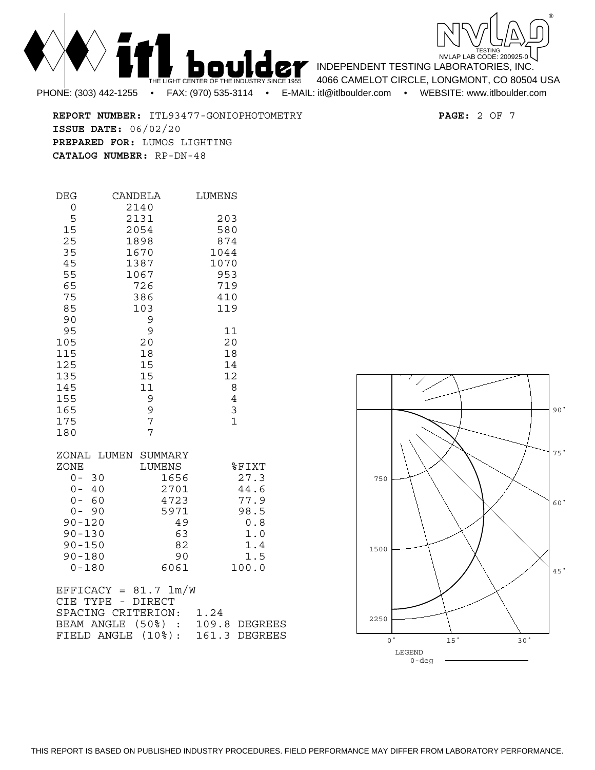**REPORT NUMBER:** ITL93477-GONIOPHOTOMETRY

**ISSUE DATE:** 06/02/20

**PREPARED FOR:** LUMOS LIGHTING

**CATALOG NUMBER:** RP-DN-48

| DEG | CANDELA | LUMENS |
|---|---|---|
| 0 | 2140 | |
| 5 | 2131 | 203 |
| 15 | 2054 | 580 |
| 25 | 1898 | 874 |
| 35 | 1670 | 1044 |
| 45 | 1387 | 1070 |
| 55 | 1067 | 953 |
| 65 | 726 | 719 |
| 75 | 386 | 410 |
| 85 | 103 | 119 |
| 90 | 9 | |
| 95 | 9 | 11 |
| 105 | 20 | 20 |
| 115 | 18 | 18 |
| 125 | 15 | 14 |
| 135 | 15 | 12 |
| 145 | 11 | 8 |
| 155 | 9 | 4 |
| 165 | 9 | 3 |
| 175 | 7 | 1 |
| 180 | 7 | |

ZONAL LUMEN SUMMARY

| ZONE | LUMENS | %FIXT |
|---|---|---|
| 0- 30 | 1656 | 27.3 |
| 0- 40 | 2701 | 44.6 |
| 0- 60 | 4723 | 77.9 |
| 0- 90 | 5971 | 98.5 |
| 90-120 | 49 | 0.8 |
| 90-130 | 63 | 1.0 |
| 90-150 | 82 | 1.4 |
| 90-180 | 90 | 1.5 |
| 0-180 | 6061 | 100.0 |

EFFICACY = 81.7 lm/W

CIE TYPE - DIRECT

SPACING CRITERION: 1.24

BEAM ANGLE (50%) : 109.8 DEGREES

FIELD ANGLE (10%): 161.3 DEGREES

LEGEND

0-deg

THIS REPORT IS BASED ON PUBLISHED INDUSTRY PROCEDURES. FIELD PERFORMANCE MAY DIFFER FROM LABORATORY PERFORMANCE.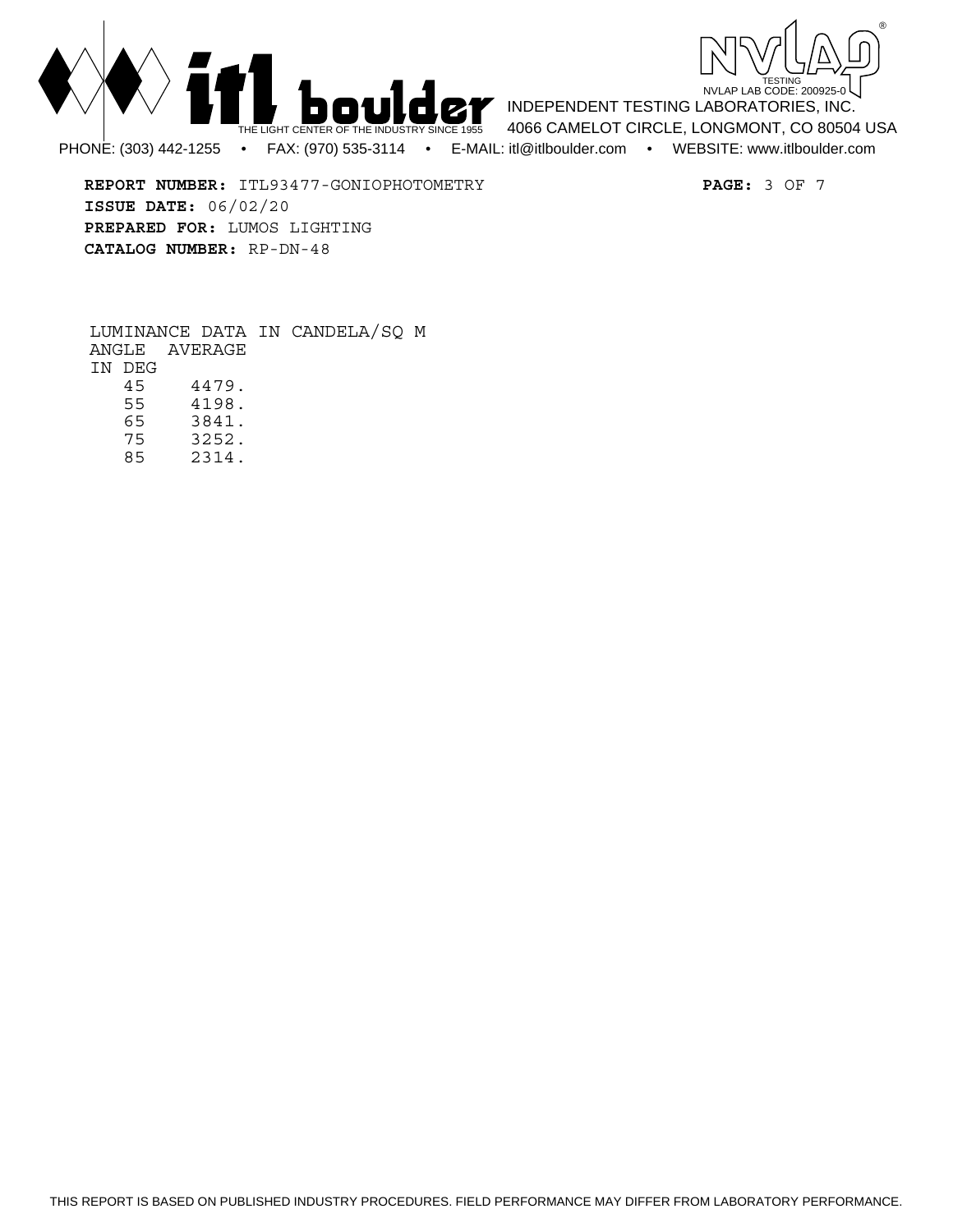**REPORT NUMBER:** ITL93477-GONIOPHOTOMETRY

**ISSUE DATE:** 06/02/20

**PREPARED FOR:** LUMOS LIGHTING

**CATALOG NUMBER:** RP-DN-48

LUMINANCE DATA IN CANDELA/SQ M

| ANGLE IN DEG | AVERAGE |
|---|---|
| 45 | 4479. |
| 55 | 4198. |
| 65 | 3841. |
| 75 | 3252. |
| 85 | 2314. |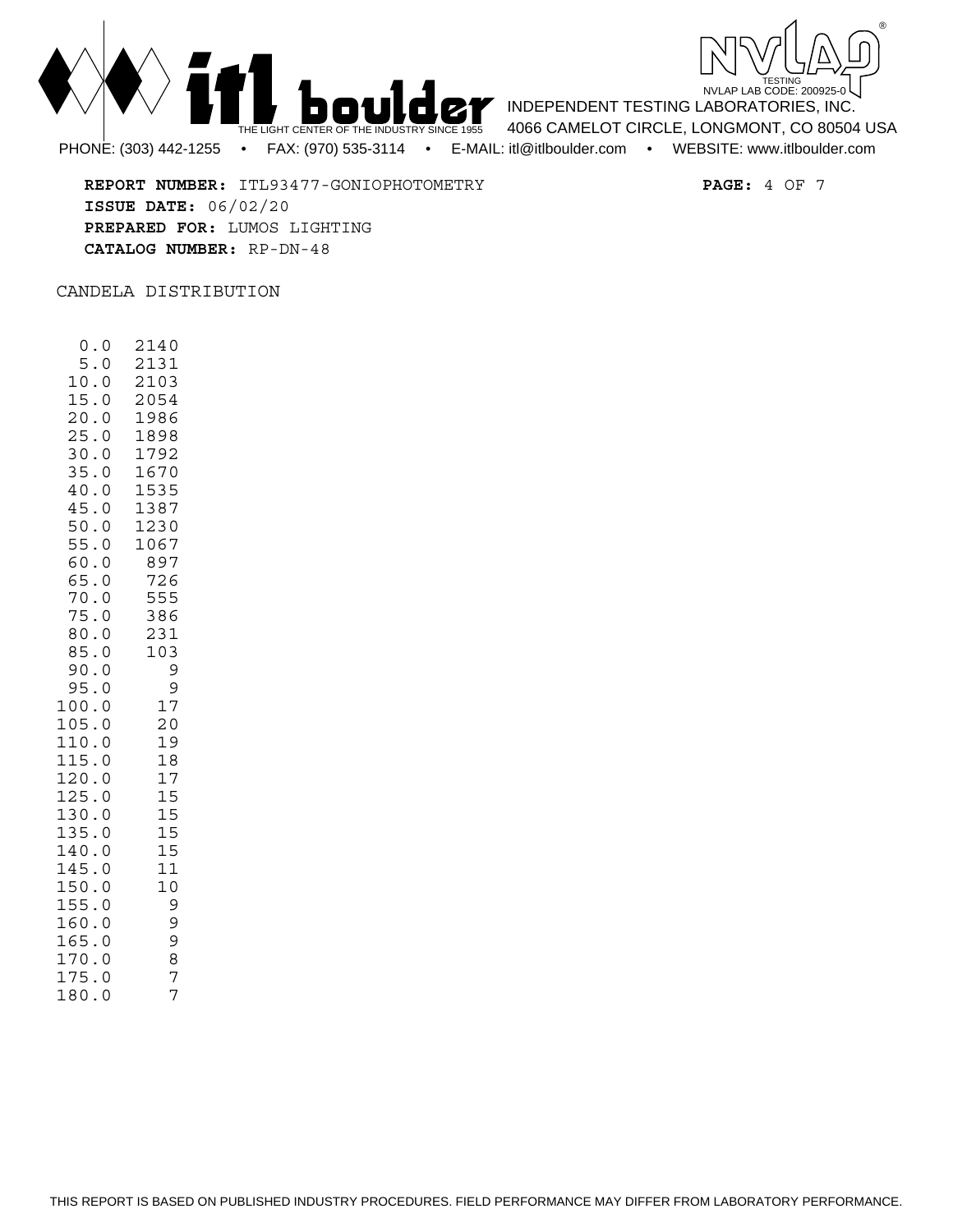**REPORT NUMBER:** ITL93477-GONIOPHOTOMETRY

**ISSUE DATE:** 06/02/20

**PREPARED FOR:** LUMOS LIGHTING

**CATALOG NUMBER:** RP-DN-48

CANDELA DISTRIBUTION

| | |
|---|---|
| 0.0 | 2140 |
| 5.0 | 2131 |
| 10.0 | 2103 |
| 15.0 | 2054 |
| 20.0 | 1986 |
| 25.0 | 1898 |
| 30.0 | 1792 |
| 35.0 | 1670 |
| 40.0 | 1535 |
| 45.0 | 1387 |
| 50.0 | 1230 |
| 55.0 | 1067 |
| 60.0 | 897 |
| 65.0 | 726 |
| 70.0 | 555 |
| 75.0 | 386 |
| 80.0 | 231 |
| 85.0 | 103 |
| 90.0 | 9 |
| 95.0 | 9 |
| 100.0 | 17 |
| 105.0 | 20 |
| 110.0 | 19 |
| 115.0 | 18 |
| 120.0 | 17 |
| 125.0 | 15 |
| 130.0 | 15 |
| 135.0 | 15 |
| 140.0 | 15 |
| 145.0 | 11 |
| 150.0 | 10 |
| 155.0 | 9 |
| 160.0 | 9 |
| 165.0 | 9 |
| 170.0 | 8 |
| 175.0 | 7 |
| 180.0 | 7 |

THIS REPORT IS BASED ON PUBLISHED INDUSTRY PROCEDURES. FIELD PERFORMANCE MAY DIFFER FROM LABORATORY PERFORMANCE.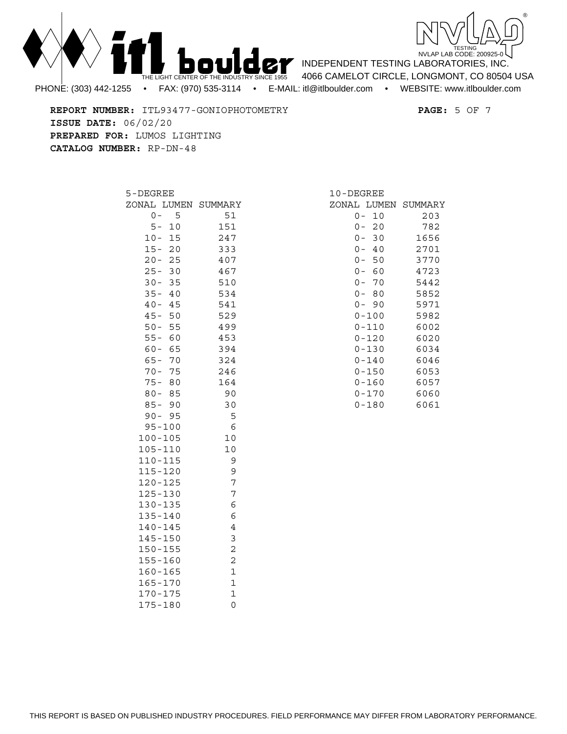**REPORT NUMBER:** ITL93477-GONIOPHOTOMETRY

**ISSUE DATE:** 06/02/20

**PREPARED FOR:** LUMOS LIGHTING

**CATALOG NUMBER:** RP-DN-48

5-DEGREE ZONAL LUMEN SUMMARY

| Zone | Lumens |
|---|---|
| 0- 5 | 51 |
| 5- 10 | 151 |
| 10- 15 | 247 |
| 15- 20 | 333 |
| 20- 25 | 407 |
| 25- 30 | 467 |
| 30- 35 | 510 |
| 35- 40 | 534 |
| 40- 45 | 541 |
| 45- 50 | 529 |
| 50- 55 | 499 |
| 55- 60 | 453 |
| 60- 65 | 394 |
| 65- 70 | 324 |
| 70- 75 | 246 |
| 75- 80 | 164 |
| 80- 85 | 90 |
| 85- 90 | 30 |
| 90- 95 | 5 |
| 95-100 | 6 |
| 100-105 | 10 |
| 105-110 | 10 |
| 110-115 | 9 |
| 115-120 | 9 |
| 120-125 | 7 |
| 125-130 | 7 |
| 130-135 | 6 |
| 135-140 | 6 |
| 140-145 | 4 |
| 145-150 | 3 |
| 150-155 | 2 |
| 155-160 | 2 |
| 160-165 | 1 |
| 165-170 | 1 |
| 170-175 | 1 |
| 175-180 | 0 |

10-DEGREE ZONAL LUMEN SUMMARY

| Zone | Lumens |
|---|---|
| 0- 10 | 203 |
| 0- 20 | 782 |
| 0- 30 | 1656 |
| 0- 40 | 2701 |
| 0- 50 | 3770 |
| 0- 60 | 4723 |
| 0- 70 | 5442 |
| 0- 80 | 5852 |
| 0- 90 | 5971 |
| 0-100 | 5982 |
| 0-110 | 6002 |
| 0-120 | 6020 |
| 0-130 | 6034 |
| 0-140 | 6046 |
| 0-150 | 6053 |
| 0-160 | 6057 |
| 0-170 | 6060 |
| 0-180 | 6061 |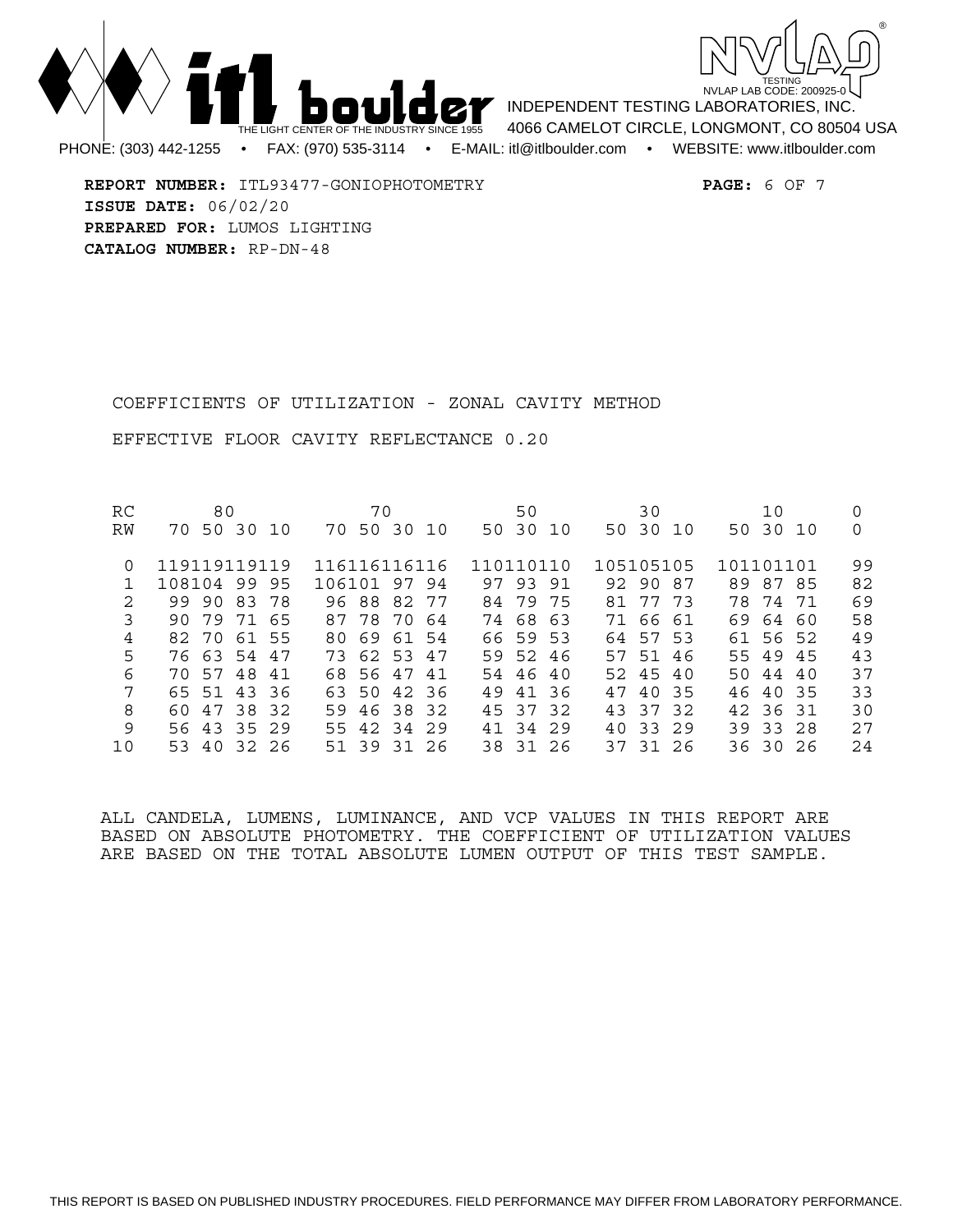**REPORT NUMBER:** ITL93477-GONIOPHOTOMETRY

**ISSUE DATE:** 06/02/20

**PREPARED FOR:** LUMOS LIGHTING

**CATALOG NUMBER:** RP-DN-48

COEFFICIENTS OF UTILIZATION - ZONAL CAVITY METHOD

EFFECTIVE FLOOR CAVITY REFLECTANCE 0.20

| RC | 80 | | | | 70 | | | | 50 | | | 30 | | | 10 | | | 0 |
|---|---|---|---|---|---|---|---|---|---|---|---|---|---|---|---|---|---|---|
| RW | 70 | 50 | 30 | 10 | 70 | 50 | 30 | 10 | 50 | 30 | 10 | 50 | 30 | 10 | 50 | 30 | 10 | 0 |
| 0 | 119 | 119 | 119 | 119 | 116 | 116 | 116 | 116 | 110 | 110 | 110 | 105 | 105 | 105 | 101 | 101 | 101 | 99 |
| 1 | 108 | 104 | 99 | 95 | 106 | 101 | 97 | 94 | 97 | 93 | 91 | 92 | 90 | 87 | 89 | 87 | 85 | 82 |
| 2 | 99 | 90 | 83 | 78 | 96 | 88 | 82 | 77 | 84 | 79 | 75 | 81 | 77 | 73 | 78 | 74 | 71 | 69 |
| 3 | 90 | 79 | 71 | 65 | 87 | 78 | 70 | 64 | 74 | 68 | 63 | 71 | 66 | 61 | 69 | 64 | 60 | 58 |
| 4 | 82 | 70 | 61 | 55 | 80 | 69 | 61 | 54 | 66 | 59 | 53 | 64 | 57 | 53 | 61 | 56 | 52 | 49 |
| 5 | 76 | 63 | 54 | 47 | 73 | 62 | 53 | 47 | 59 | 52 | 46 | 57 | 51 | 46 | 55 | 49 | 45 | 43 |
| 6 | 70 | 57 | 48 | 41 | 68 | 56 | 47 | 41 | 54 | 46 | 40 | 52 | 45 | 40 | 50 | 44 | 40 | 37 |
| 7 | 65 | 51 | 43 | 36 | 63 | 50 | 42 | 36 | 49 | 41 | 36 | 47 | 40 | 35 | 46 | 40 | 35 | 33 |
| 8 | 60 | 47 | 38 | 32 | 59 | 46 | 38 | 32 | 45 | 37 | 32 | 43 | 37 | 32 | 42 | 36 | 31 | 30 |
| 9 | 56 | 43 | 35 | 29 | 55 | 42 | 34 | 29 | 41 | 34 | 29 | 40 | 33 | 29 | 39 | 33 | 28 | 27 |
| 10 | 53 | 40 | 32 | 26 | 51 | 39 | 31 | 26 | 38 | 31 | 26 | 37 | 31 | 26 | 36 | 30 | 26 | 24 |

ALL CANDELA, LUMENS, LUMINANCE, AND VCP VALUES IN THIS REPORT ARE BASED ON ABSOLUTE PHOTOMETRY. THE COEFFICIENT OF UTILIZATION VALUES ARE BASED ON THE TOTAL ABSOLUTE LUMEN OUTPUT OF THIS TEST SAMPLE.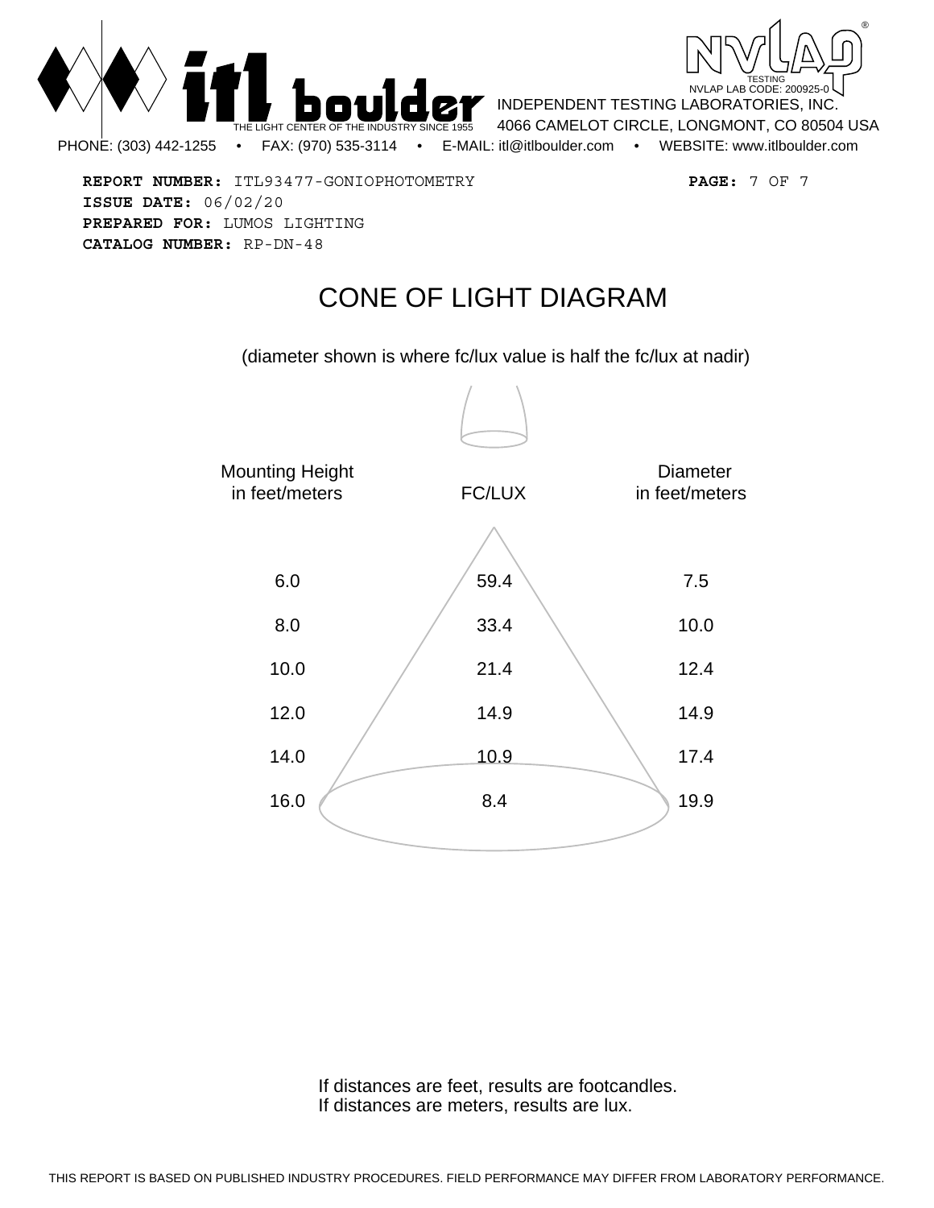**REPORT NUMBER:** ITL93477-GONIOPHOTOMETRY
**ISSUE DATE:** 06/02/20
**PREPARED FOR:** LUMOS LIGHTING
**CATALOG NUMBER:** RP-DN-48

# CONE OF LIGHT DIAGRAM

(diameter shown is where fc/lux value is half the fc/lux at nadir)

Mounting Height in feet/meters
FC/LUX
Diameter in feet/meters

6.0 59.4 7.5
8.0 33.4 10.0
10.0 21.4 12.4
12.0 14.9 14.9
14.0 10.9 17.4
16.0 8.4 19.9

If distances are feet, results are footcandles.
If distances are meters, results are lux.

THIS REPORT IS BASED ON PUBLISHED INDUSTRY PROCEDURES. FIELD PERFORMANCE MAY DIFFER FROM LABORATORY PERFORMANCE.